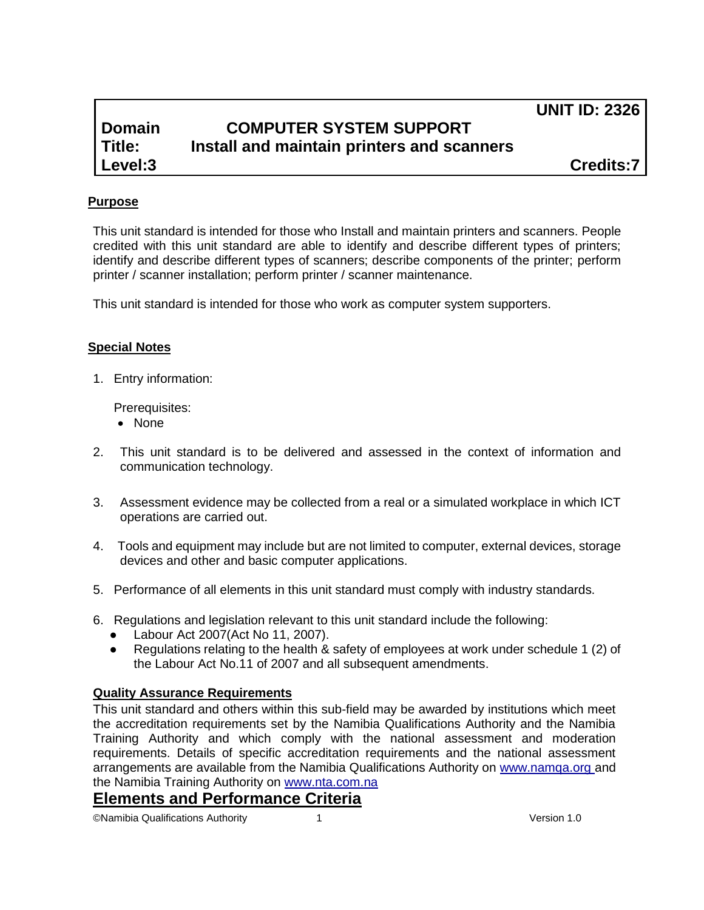| | | UNIT ID: 2326 |
|---|---|---|
| **Domain** | **COMPUTER SYSTEM SUPPORT** | |
| **Title:** | **Install and maintain printers and scanners** | |
| **Level:3** | | **Credits:7** |

## Purpose

This unit standard is intended for those who Install and maintain printers and scanners. People credited with this unit standard are able to identify and describe different types of printers; identify and describe different types of scanners; describe components of the printer; perform printer / scanner installation; perform printer / scanner maintenance.

This unit standard is intended for those who work as computer system supporters.

## Special Notes

1. Entry information:

   Prerequisites:
   - None

2. This unit standard is to be delivered and assessed in the context of information and communication technology.

3. Assessment evidence may be collected from a real or a simulated workplace in which ICT operations are carried out.

4. Tools and equipment may include but are not limited to computer, external devices, storage devices and other and basic computer applications.

5. Performance of all elements in this unit standard must comply with industry standards.

6. Regulations and legislation relevant to this unit standard include the following:
   - Labour Act 2007(Act No 11, 2007).
   - Regulations relating to the health & safety of employees at work under schedule 1 (2) of the Labour Act No.11 of 2007 and all subsequent amendments.

## Quality Assurance Requirements

This unit standard and others within this sub-field may be awarded by institutions which meet the accreditation requirements set by the Namibia Qualifications Authority and the Namibia Training Authority and which comply with the national assessment and moderation requirements. Details of specific accreditation requirements and the national assessment arrangements are available from the Namibia Qualifications Authority on www.namqa.org and the Namibia Training Authority on www.nta.com.na

# Elements and Performance Criteria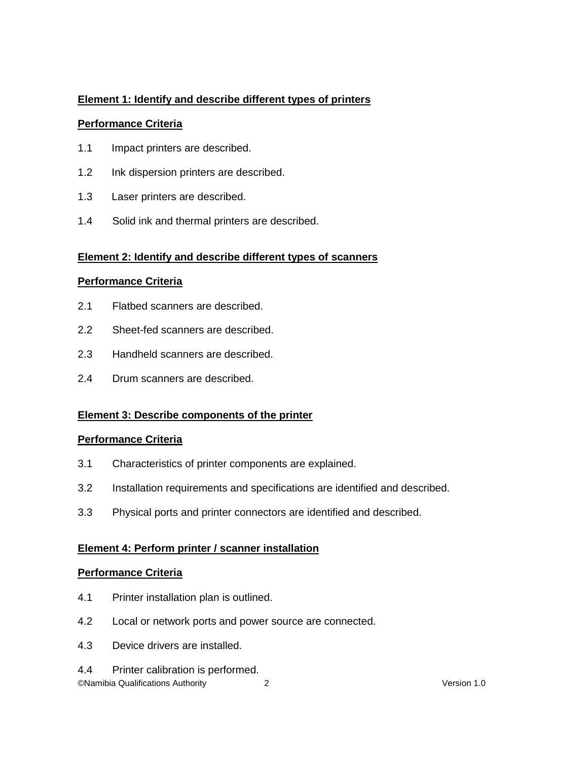**Element 1: Identify and describe different types of printers**

**Performance Criteria**

1.1 Impact printers are described.

1.2 Ink dispersion printers are described.

1.3 Laser printers are described.

1.4 Solid ink and thermal printers are described.

**Element 2: Identify and describe different types of scanners**

**Performance Criteria**

2.1 Flatbed scanners are described.

2.2 Sheet-fed scanners are described.

2.3 Handheld scanners are described.

2.4 Drum scanners are described.

**Element 3: Describe components of the printer**

**Performance Criteria**

3.1 Characteristics of printer components are explained.

3.2 Installation requirements and specifications are identified and described.

3.3 Physical ports and printer connectors are identified and described.

**Element 4: Perform printer / scanner installation**

**Performance Criteria**

4.1 Printer installation plan is outlined.

4.2 Local or network ports and power source are connected.

4.3 Device drivers are installed.

4.4 Printer calibration is performed.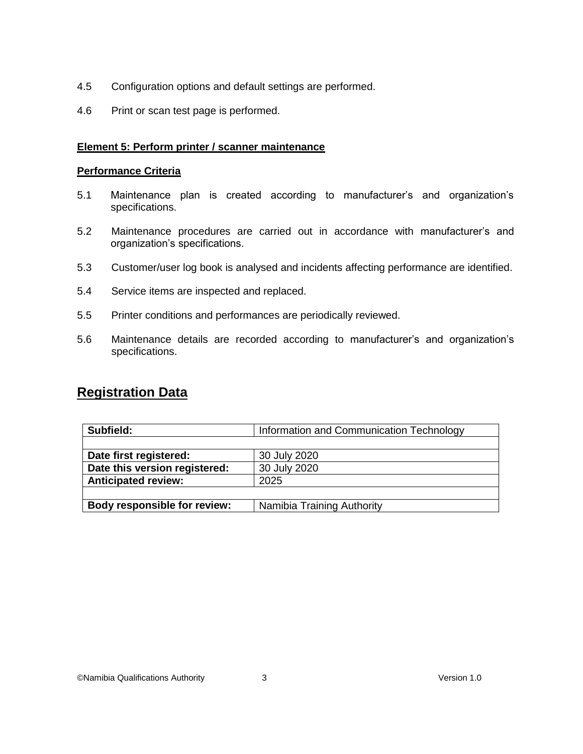4.5 Configuration options and default settings are performed.

4.6 Print or scan test page is performed.

**Element 5: Perform printer / scanner maintenance**

**Performance Criteria**

5.1 Maintenance plan is created according to manufacturer's and organization's specifications.

5.2 Maintenance procedures are carried out in accordance with manufacturer's and organization's specifications.

5.3 Customer/user log book is analysed and incidents affecting performance are identified.

5.4 Service items are inspected and replaced.

5.5 Printer conditions and performances are periodically reviewed.

5.6 Maintenance details are recorded according to manufacturer's and organization's specifications.

## Registration Data

| | |
|---|---|
| **Subfield:** | Information and Communication Technology |
| | |
| **Date first registered:** | 30 July 2020 |
| **Date this version registered:** | 30 July 2020 |
| **Anticipated review:** | 2025 |
| | |
| **Body responsible for review:** | Namibia Training Authority |